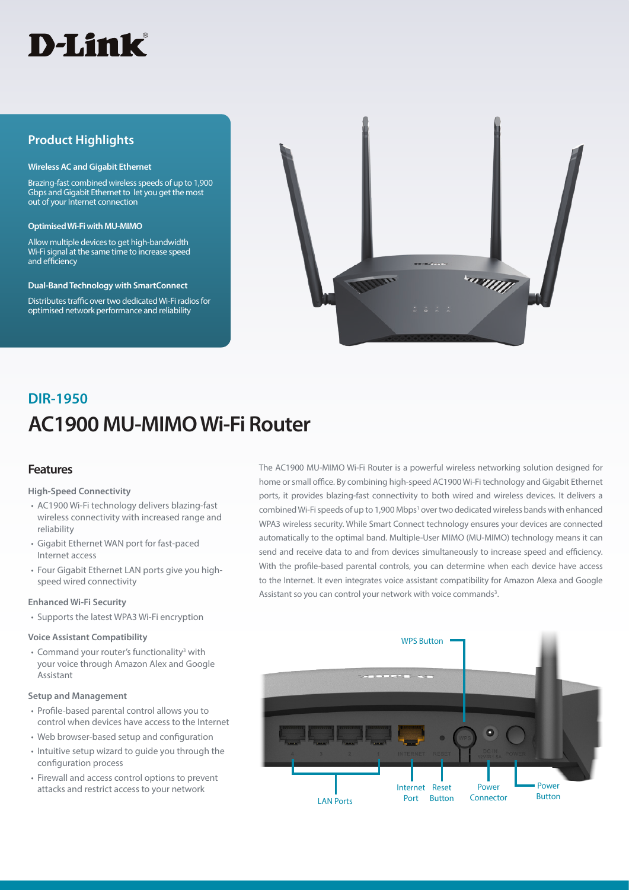D-Link

## Product Highlights

**Wireless AC and Gigabit Ethernet**

Brazing-fast combined wireless speeds of up to 1,900 Gbps and Gigabit Ethernet to let you get the most out of your Internet connection

**Optimised Wi-Fi with MU-MIMO**

Allow multiple devices to get high-bandwidth Wi-Fi signal at the same time to increase speed and efficiency

**Dual-Band Technology with SmartConnect**

Distributes traffic over two dedicated Wi-Fi radios for optimised network performance and reliability

# DIR-1950

# AC1900 MU-MIMO Wi-Fi Router

## Features

### High-Speed Connectivity

- AC1900 Wi-Fi technology delivers blazing-fast wireless connectivity with increased range and reliability
- Gigabit Ethernet WAN port for fast-paced Internet access
- Four Gigabit Ethernet LAN ports give you high-speed wired connectivity

### Enhanced Wi-Fi Security

- Supports the latest WPA3 Wi-Fi encryption

### Voice Assistant Compatibility

- Command your router's functionality[3] with your voice through Amazon Alex and Google Assistant

### Setup and Management

- Profile-based parental control allows you to control when devices have access to the Internet
- Web browser-based setup and configuration
- Intuitive setup wizard to guide you through the configuration process
- Firewall and access control options to prevent attacks and restrict access to your network

The AC1900 MU-MIMO Wi-Fi Router is a powerful wireless networking solution designed for home or small office. By combining high-speed AC1900 Wi-Fi technology and Gigabit Ethernet ports, it provides blazing-fast connectivity to both wired and wireless devices. It delivers a combined Wi-Fi speeds of up to 1,900 Mbps[1] over two dedicated wireless bands with enhanced WPA3 wireless security. While Smart Connect technology ensures your devices are connected automatically to the optimal band. Multiple-User MIMO (MU-MIMO) technology means it can send and receive data to and from devices simultaneously to increase speed and efficiency. With the profile-based parental controls, you can determine when each device have access to the Internet. It even integrates voice assistant compatibility for Amazon Alexa and Google Assistant so you can control your network with voice commands[3].

WPS Button

LAN Ports

Internet Port

Reset Button

Power Connector

Power Button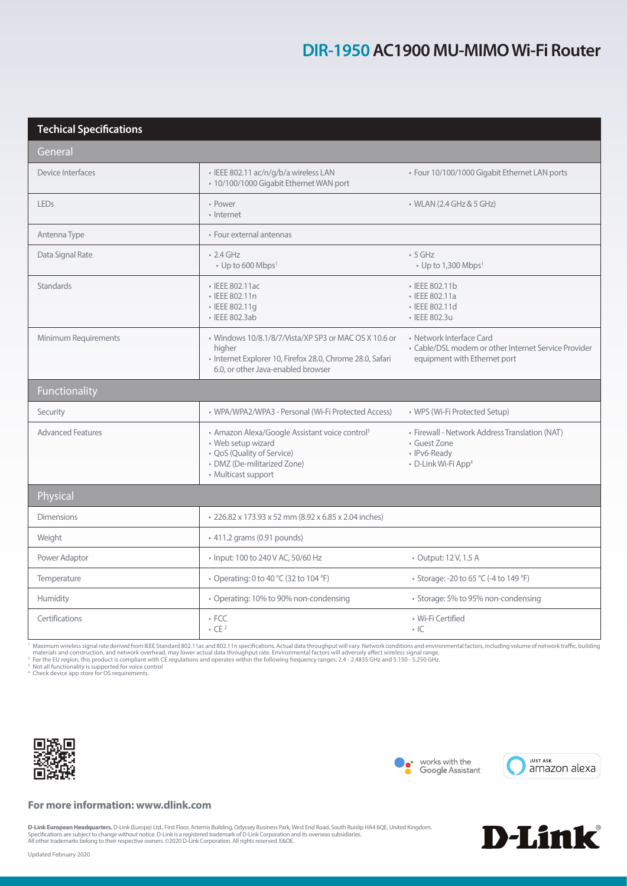# DIR-1950 AC1900 MU-MIMO Wi-Fi Router

## Techical Specifications

| | | |
|---|---|---|
| **General** | | |
| Device Interfaces | • IEEE 802.11 ac/n/g/b/a wireless LAN<br>• 10/100/1000 Gigabit Ethernet WAN port | • Four 10/100/1000 Gigabit Ethernet LAN ports |
| LEDs | • Power<br>• Internet | • WLAN (2.4 GHz & 5 GHz) |
| Antenna Type | • Four external antennas | |
| Data Signal Rate | • 2.4 GHz<br>• Up to 600 Mbps[1] | • 5 GHz<br>• Up to 1,300 Mbps[1] |
| Standards | • IEEE 802.11ac<br>• IEEE 802.11n<br>• IEEE 802.11g<br>• IEEE 802.3ab | • IEEE 802.11b<br>• IEEE 802.11a<br>• IEEE 802.11d<br>• IEEE 802.3u |
| Minimum Requirements | • Windows 10/8.1/8/7/Vista/XP SP3 or MAC OS X 10.6 or higher<br>• Internet Explorer 10, Firefox 28.0, Chrome 28.0, Safari 6.0, or other Java-enabled browser | • Network Interface Card<br>• Cable/DSL modem or other Internet Service Provider equipment with Ethernet port |
| **Functionality** | | |
| Security | • WPA/WPA2/WPA3 - Personal (Wi-Fi Protected Access) | • WPS (Wi-Fi Protected Setup) |
| Advanced Features | • Amazon Alexa/Google Assistant voice control[3]<br>• Web setup wizard<br>• QoS (Quality of Service)<br>• DMZ (De-militarized Zone)<br>• Multicast support | • Firewall - Network Address Translation (NAT)<br>• Guest Zone<br>• IPv6-Ready<br>• D-Link Wi-Fi App[4] |
| **Physical** | | |
| Dimensions | • 226.82 x 173.93 x 52 mm (8.92 x 6.85 x 2.04 inches) | |
| Weight | • 411.2 grams (0.91 pounds) | |
| Power Adaptor | • Input: 100 to 240 V AC, 50/60 Hz | • Output: 12 V, 1.5 A |
| Temperature | • Operating: 0 to 40 °C (32 to 104 °F) | • Storage: -20 to 65 °C (-4 to 149 °F) |
| Humidity | • Operating: 10% to 90% non-condensing | • Storage: 5% to 95% non-condensing |
| Certifications | • FCC<br>• CE[2] | • Wi-Fi Certified<br>• IC |

[1] Maximum wireless signal rate derived from IEEE Standard 802.11ac and 802.11n specifications. Actual data throughput will vary. Network conditions and environmental factors, including volume of network traffic, building materials and construction, and network overhead, may lower actual data throughput rate. Environmental factors will adversely affect wireless signal range.
[2] For the EU region, this product is compliant with CE regulations and operates within the following frequency ranges: 2.4 - 2.4835 GHz and 5.150 - 5.250 GHz.
[3] Not all functionality is supported for voice control
[4] Check device app store for OS requirements.

works with the Google Assistant

JUST ASK amazon alexa

**For more information: www.dlink.com**

**D-Link European Headquarters.** D-Link (Europe) Ltd., First Floor, Artemis Building, Odyssey Business Park, West End Road, South Ruislip HA4 6QE, United Kingdom. Specifications are subject to change without notice. D-Link is a registered trademark of D-Link Corporation and its overseas subsidiaries. All other trademarks belong to their respective owners. ©2020 D-Link Corporation. All rights reserved. E&OE.

D-Link®

Updated February 2020